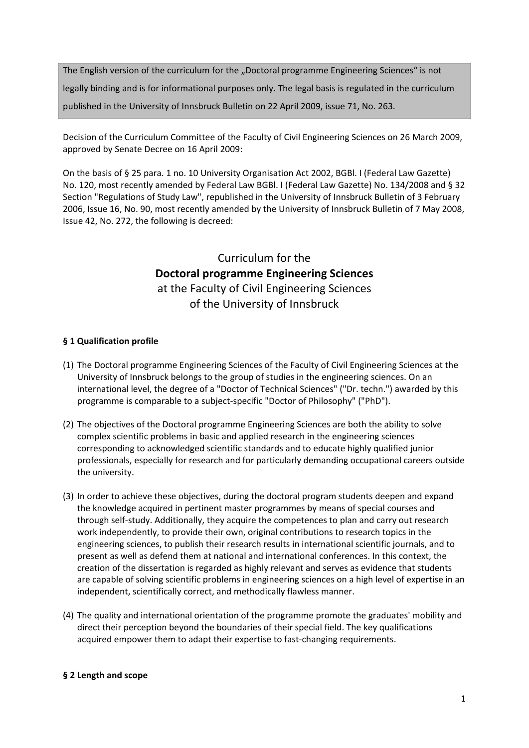The English version of the curriculum for the „Doctoral programme Engineering Sciences" is not legally binding and is for informational purposes only. The legal basis is regulated in the curriculum published in the University of Innsbruck Bulletin on 22 April 2009, issue 71, No. 263.

Decision of the Curriculum Committee of the Faculty of Civil Engineering Sciences on 26 March 2009, approved by Senate Decree on 16 April 2009:

On the basis of § 25 para. 1 no. 10 University Organisation Act 2002, BGBl. I (Federal Law Gazette) No. 120, most recently amended by Federal Law BGBl. I (Federal Law Gazette) No. 134/2008 and § 32 Section "Regulations of Study Law", republished in the University of Innsbruck Bulletin of 3 February 2006, Issue 16, No. 90, most recently amended by the University of Innsbruck Bulletin of 7 May 2008, Issue 42, No. 272, the following is decreed:

# Curriculum for the **Doctoral programme Engineering Sciences** at the Faculty of Civil Engineering Sciences of the University of Innsbruck

### § 1 Qualification profile

(1) The Doctoral programme Engineering Sciences of the Faculty of Civil Engineering Sciences at the University of Innsbruck belongs to the group of studies in the engineering sciences. On an international level, the degree of a "Doctor of Technical Sciences" ("Dr. techn.") awarded by this programme is comparable to a subject-specific "Doctor of Philosophy" ("PhD").

(2) The objectives of the Doctoral programme Engineering Sciences are both the ability to solve complex scientific problems in basic and applied research in the engineering sciences corresponding to acknowledged scientific standards and to educate highly qualified junior professionals, especially for research and for particularly demanding occupational careers outside the university.

(3) In order to achieve these objectives, during the doctoral program students deepen and expand the knowledge acquired in pertinent master programmes by means of special courses and through self-study. Additionally, they acquire the competences to plan and carry out research work independently, to provide their own, original contributions to research topics in the engineering sciences, to publish their research results in international scientific journals, and to present as well as defend them at national and international conferences. In this context, the creation of the dissertation is regarded as highly relevant and serves as evidence that students are capable of solving scientific problems in engineering sciences on a high level of expertise in an independent, scientifically correct, and methodically flawless manner.

(4) The quality and international orientation of the programme promote the graduates' mobility and direct their perception beyond the boundaries of their special field. The key qualifications acquired empower them to adapt their expertise to fast-changing requirements.

### § 2 Length and scope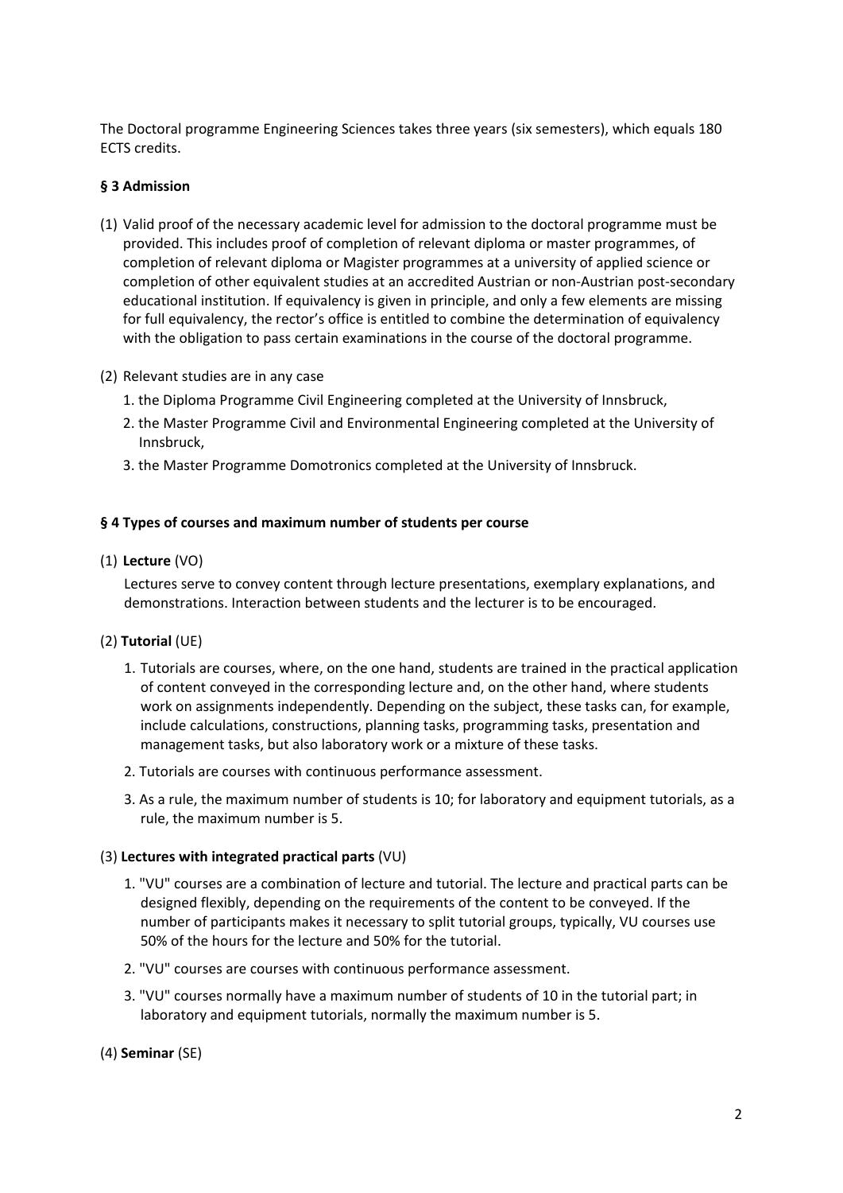The Doctoral programme Engineering Sciences takes three years (six semesters), which equals 180 ECTS credits.

### § 3 Admission

(1) Valid proof of the necessary academic level for admission to the doctoral programme must be provided. This includes proof of completion of relevant diploma or master programmes, of completion of relevant diploma or Magister programmes at a university of applied science or completion of other equivalent studies at an accredited Austrian or non-Austrian post-secondary educational institution. If equivalency is given in principle, and only a few elements are missing for full equivalency, the rector's office is entitled to combine the determination of equivalency with the obligation to pass certain examinations in the course of the doctoral programme.

(2) Relevant studies are in any case

1. the Diploma Programme Civil Engineering completed at the University of Innsbruck,
2. the Master Programme Civil and Environmental Engineering completed at the University of Innsbruck,
3. the Master Programme Domotronics completed at the University of Innsbruck.

### § 4 Types of courses and maximum number of students per course

(1) **Lecture** (VO)

Lectures serve to convey content through lecture presentations, exemplary explanations, and demonstrations. Interaction between students and the lecturer is to be encouraged.

(2) **Tutorial** (UE)

1. Tutorials are courses, where, on the one hand, students are trained in the practical application of content conveyed in the corresponding lecture and, on the other hand, where students work on assignments independently. Depending on the subject, these tasks can, for example, include calculations, constructions, planning tasks, programming tasks, presentation and management tasks, but also laboratory work or a mixture of these tasks.
2. Tutorials are courses with continuous performance assessment.
3. As a rule, the maximum number of students is 10; for laboratory and equipment tutorials, as a rule, the maximum number is 5.

(3) **Lectures with integrated practical parts** (VU)

1. "VU" courses are a combination of lecture and tutorial. The lecture and practical parts can be designed flexibly, depending on the requirements of the content to be conveyed. If the number of participants makes it necessary to split tutorial groups, typically, VU courses use 50% of the hours for the lecture and 50% for the tutorial.
2. "VU" courses are courses with continuous performance assessment.
3. "VU" courses normally have a maximum number of students of 10 in the tutorial part; in laboratory and equipment tutorials, normally the maximum number is 5.

(4) **Seminar** (SE)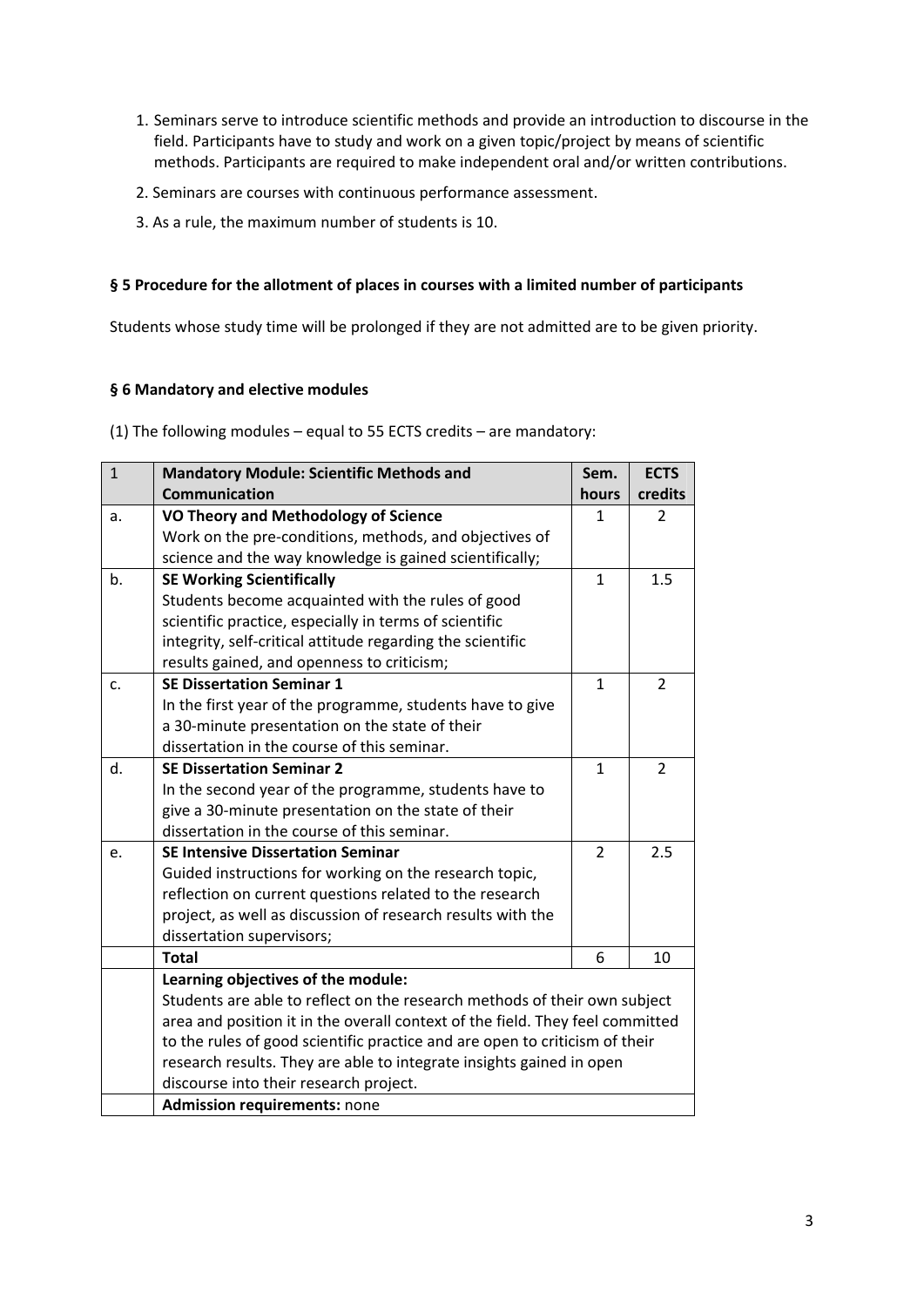1. Seminars serve to introduce scientific methods and provide an introduction to discourse in the field. Participants have to study and work on a given topic/project by means of scientific methods. Participants are required to make independent oral and/or written contributions.
2. Seminars are courses with continuous performance assessment.
3. As a rule, the maximum number of students is 10.

### § 5 Procedure for the allotment of places in courses with a limited number of participants

Students whose study time will be prolonged if they are not admitted are to be given priority.

### § 6 Mandatory and elective modules

(1) The following modules – equal to 55 ECTS credits – are mandatory:

| 1 | **Mandatory Module: Scientific Methods and Communication** | **Sem. hours** | **ECTS credits** |
|---|---|---|---|
| a. | **VO Theory and Methodology of Science** Work on the pre-conditions, methods, and objectives of science and the way knowledge is gained scientifically; | 1 | 2 |
| b. | **SE Working Scientifically** Students become acquainted with the rules of good scientific practice, especially in terms of scientific integrity, self-critical attitude regarding the scientific results gained, and openness to criticism; | 1 | 1.5 |
| c. | **SE Dissertation Seminar 1** In the first year of the programme, students have to give a 30-minute presentation on the state of their dissertation in the course of this seminar. | 1 | 2 |
| d. | **SE Dissertation Seminar 2** In the second year of the programme, students have to give a 30-minute presentation on the state of their dissertation in the course of this seminar. | 1 | 2 |
| e. | **SE Intensive Dissertation Seminar** Guided instructions for working on the research topic, reflection on current questions related to the research project, as well as discussion of research results with the dissertation supervisors; | 2 | 2.5 |
| | **Total** | 6 | 10 |
| | **Learning objectives of the module:** Students are able to reflect on the research methods of their own subject area and position it in the overall context of the field. They feel committed to the rules of good scientific practice and are open to criticism of their research results. They are able to integrate insights gained in open discourse into their research project. | | |
| | **Admission requirements:** none | | |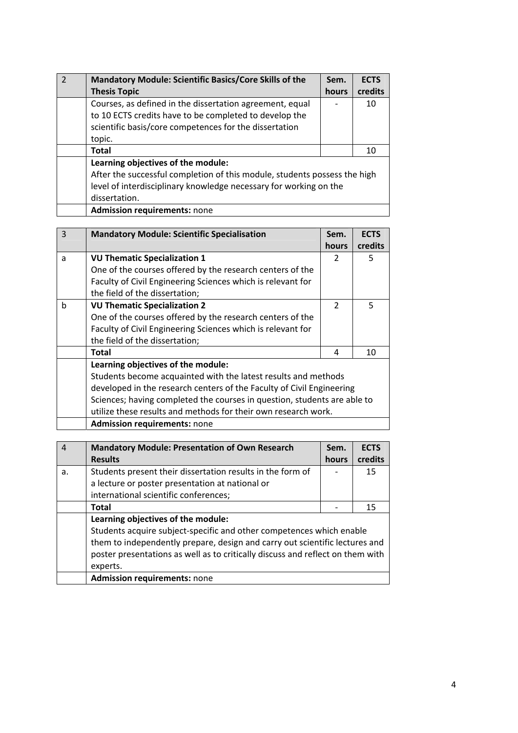| 2 | **Mandatory Module: Scientific Basics/Core Skills of the Thesis Topic** | **Sem. hours** | **ECTS credits** |
|---|---|---|---|
| | Courses, as defined in the dissertation agreement, equal to 10 ECTS credits have to be completed to develop the scientific basis/core competences for the dissertation topic. | - | 10 |
| | **Total** | | 10 |
| | **Learning objectives of the module:** After the successful completion of this module, students possess the high level of interdisciplinary knowledge necessary for working on the dissertation. | | |
| | **Admission requirements:** none | | |

| 3 | **Mandatory Module: Scientific Specialisation** | **Sem. hours** | **ECTS credits** |
|---|---|---|---|
| a | **VU Thematic Specialization 1** One of the courses offered by the research centers of the Faculty of Civil Engineering Sciences which is relevant for the field of the dissertation; | 2 | 5 |
| b | **VU Thematic Specialization 2** One of the courses offered by the research centers of the Faculty of Civil Engineering Sciences which is relevant for the field of the dissertation; | 2 | 5 |
| | **Total** | 4 | 10 |
| | **Learning objectives of the module:** Students become acquainted with the latest results and methods developed in the research centers of the Faculty of Civil Engineering Sciences; having completed the courses in question, students are able to utilize these results and methods for their own research work. | | |
| | **Admission requirements:** none | | |

| 4 | **Mandatory Module: Presentation of Own Research Results** | **Sem. hours** | **ECTS credits** |
|---|---|---|---|
| a. | Students present their dissertation results in the form of a lecture or poster presentation at national or international scientific conferences; | - | 15 |
| | **Total** | - | 15 |
| | **Learning objectives of the module:** Students acquire subject-specific and other competences which enable them to independently prepare, design and carry out scientific lectures and poster presentations as well as to critically discuss and reflect on them with experts. | | |
| | **Admission requirements:** none | | |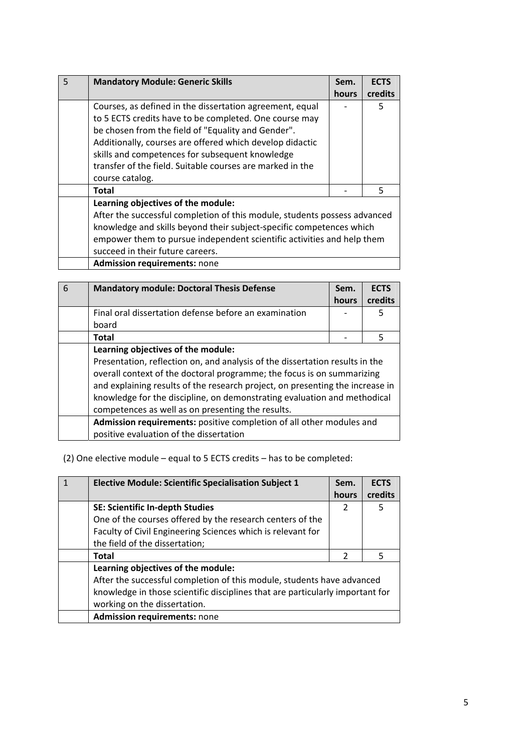| 5 | **Mandatory Module: Generic Skills** | **Sem. hours** | **ECTS credits** |
|---|---|---|---|
| | Courses, as defined in the dissertation agreement, equal to 5 ECTS credits have to be completed. One course may be chosen from the field of "Equality and Gender". Additionally, courses are offered which develop didactic skills and competences for subsequent knowledge transfer of the field. Suitable courses are marked in the course catalog. | - | 5 |
| | **Total** | - | 5 |
| | **Learning objectives of the module:** After the successful completion of this module, students possess advanced knowledge and skills beyond their subject-specific competences which empower them to pursue independent scientific activities and help them succeed in their future careers. | | |
| | **Admission requirements:** none | | |

| 6 | **Mandatory module: Doctoral Thesis Defense** | **Sem. hours** | **ECTS credits** |
|---|---|---|---|
| | Final oral dissertation defense before an examination board | - | 5 |
| | **Total** | - | 5 |
| | **Learning objectives of the module:** Presentation, reflection on, and analysis of the dissertation results in the overall context of the doctoral programme; the focus is on summarizing and explaining results of the research project, on presenting the increase in knowledge for the discipline, on demonstrating evaluation and methodical competences as well as on presenting the results. | | |
| | **Admission requirements:** positive completion of all other modules and positive evaluation of the dissertation | | |

(2) One elective module – equal to 5 ECTS credits – has to be completed:

| 1 | **Elective Module: Scientific Specialisation Subject 1** | **Sem. hours** | **ECTS credits** |
|---|---|---|---|
| | **SE: Scientific In-depth Studies** One of the courses offered by the research centers of the Faculty of Civil Engineering Sciences which is relevant for the field of the dissertation; | 2 | 5 |
| | **Total** | 2 | 5 |
| | **Learning objectives of the module:** After the successful completion of this module, students have advanced knowledge in those scientific disciplines that are particularly important for working on the dissertation. | | |
| | **Admission requirements:** none | | |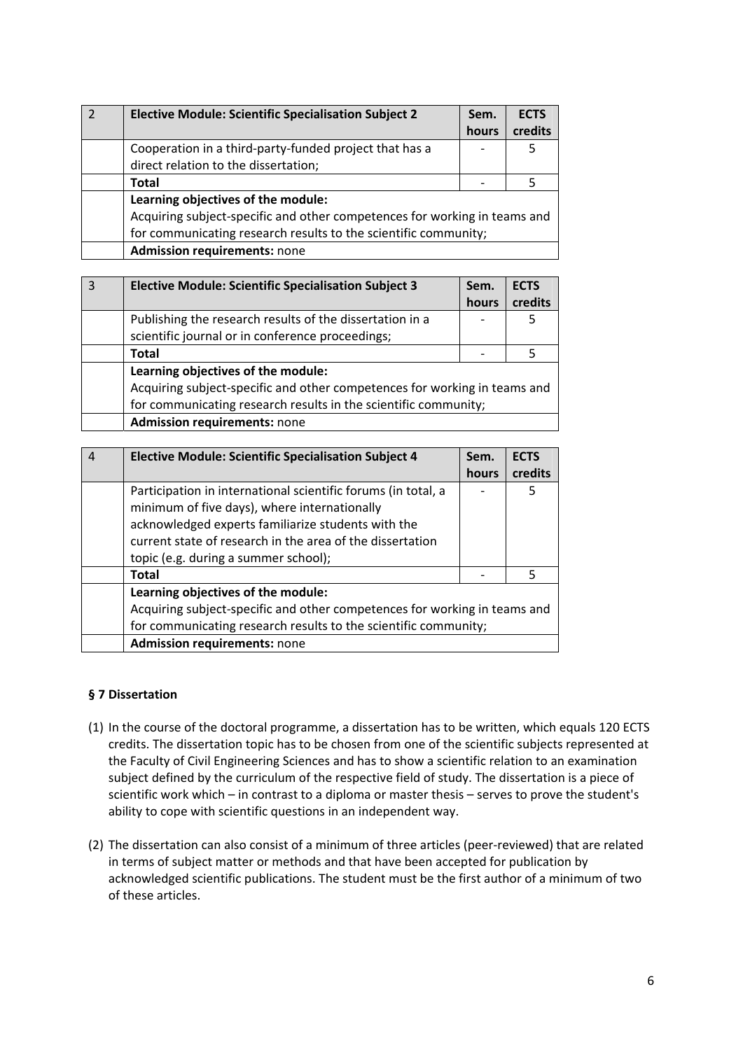| 2 | **Elective Module: Scientific Specialisation Subject 2** | **Sem. hours** | **ECTS credits** |
|---|---|---|---|
| | Cooperation in a third-party-funded project that has a direct relation to the dissertation; | - | 5 |
| | **Total** | - | 5 |
| | **Learning objectives of the module:** Acquiring subject-specific and other competences for working in teams and for communicating research results to the scientific community; | | |
| | **Admission requirements:** none | | |

| 3 | **Elective Module: Scientific Specialisation Subject 3** | **Sem. hours** | **ECTS credits** |
|---|---|---|---|
| | Publishing the research results of the dissertation in a scientific journal or in conference proceedings; | - | 5 |
| | **Total** | - | 5 |
| | **Learning objectives of the module:** Acquiring subject-specific and other competences for working in teams and for communicating research results in the scientific community; | | |
| | **Admission requirements:** none | | |

| 4 | **Elective Module: Scientific Specialisation Subject 4** | **Sem. hours** | **ECTS credits** |
|---|---|---|---|
| | Participation in international scientific forums (in total, a minimum of five days), where internationally acknowledged experts familiarize students with the current state of research in the area of the dissertation topic (e.g. during a summer school); | - | 5 |
| | **Total** | - | 5 |
| | **Learning objectives of the module:** Acquiring subject-specific and other competences for working in teams and for communicating research results to the scientific community; | | |
| | **Admission requirements:** none | | |

### § 7 Dissertation

(1) In the course of the doctoral programme, a dissertation has to be written, which equals 120 ECTS credits. The dissertation topic has to be chosen from one of the scientific subjects represented at the Faculty of Civil Engineering Sciences and has to show a scientific relation to an examination subject defined by the curriculum of the respective field of study. The dissertation is a piece of scientific work which – in contrast to a diploma or master thesis – serves to prove the student's ability to cope with scientific questions in an independent way.

(2) The dissertation can also consist of a minimum of three articles (peer-reviewed) that are related in terms of subject matter or methods and that have been accepted for publication by acknowledged scientific publications. The student must be the first author of a minimum of two of these articles.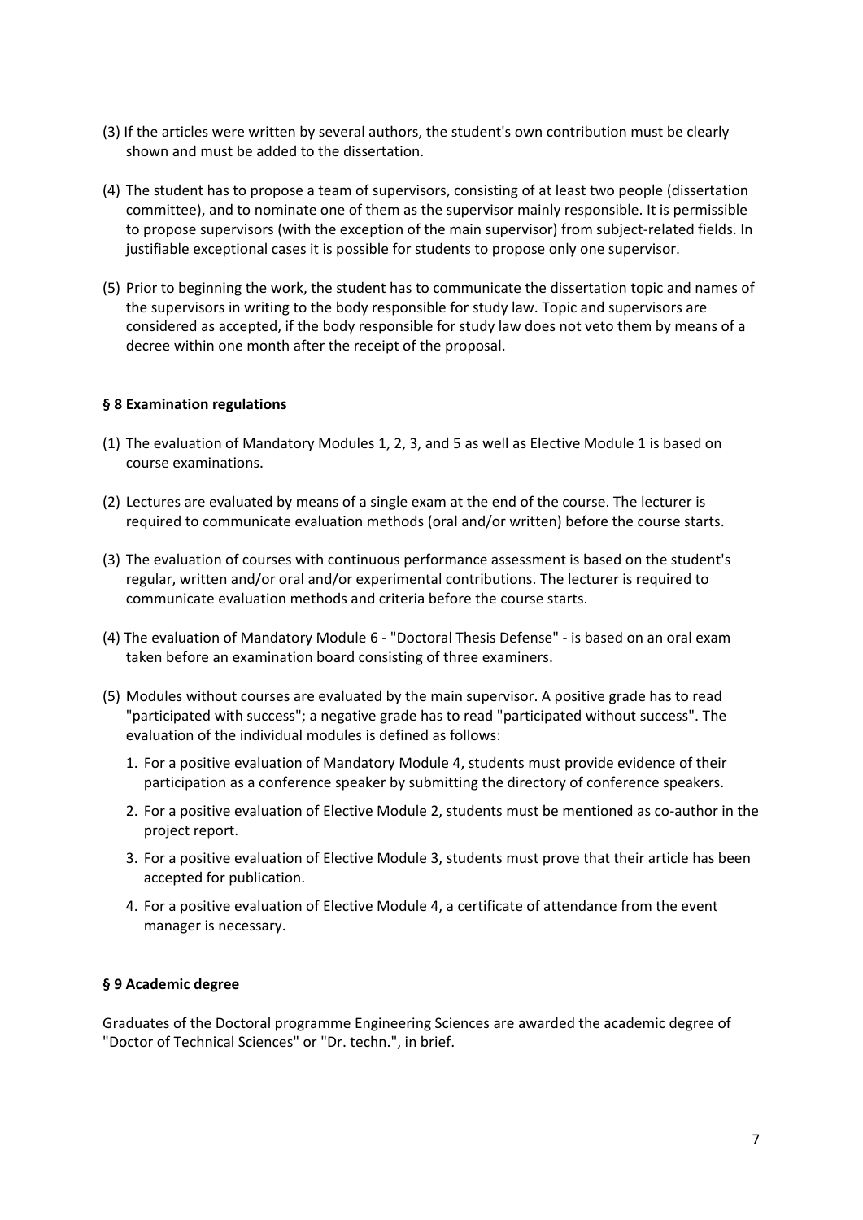(3) If the articles were written by several authors, the student's own contribution must be clearly shown and must be added to the dissertation.

(4) The student has to propose a team of supervisors, consisting of at least two people (dissertation committee), and to nominate one of them as the supervisor mainly responsible. It is permissible to propose supervisors (with the exception of the main supervisor) from subject-related fields. In justifiable exceptional cases it is possible for students to propose only one supervisor.

(5) Prior to beginning the work, the student has to communicate the dissertation topic and names of the supervisors in writing to the body responsible for study law. Topic and supervisors are considered as accepted, if the body responsible for study law does not veto them by means of a decree within one month after the receipt of the proposal.

### § 8 Examination regulations

(1) The evaluation of Mandatory Modules 1, 2, 3, and 5 as well as Elective Module 1 is based on course examinations.

(2) Lectures are evaluated by means of a single exam at the end of the course. The lecturer is required to communicate evaluation methods (oral and/or written) before the course starts.

(3) The evaluation of courses with continuous performance assessment is based on the student's regular, written and/or oral and/or experimental contributions. The lecturer is required to communicate evaluation methods and criteria before the course starts.

(4) The evaluation of Mandatory Module 6 - "Doctoral Thesis Defense" - is based on an oral exam taken before an examination board consisting of three examiners.

(5) Modules without courses are evaluated by the main supervisor. A positive grade has to read "participated with success"; a negative grade has to read "participated without success". The evaluation of the individual modules is defined as follows:

1. For a positive evaluation of Mandatory Module 4, students must provide evidence of their participation as a conference speaker by submitting the directory of conference speakers.
2. For a positive evaluation of Elective Module 2, students must be mentioned as co-author in the project report.
3. For a positive evaluation of Elective Module 3, students must prove that their article has been accepted for publication.
4. For a positive evaluation of Elective Module 4, a certificate of attendance from the event manager is necessary.

### § 9 Academic degree

Graduates of the Doctoral programme Engineering Sciences are awarded the academic degree of "Doctor of Technical Sciences" or "Dr. techn.", in brief.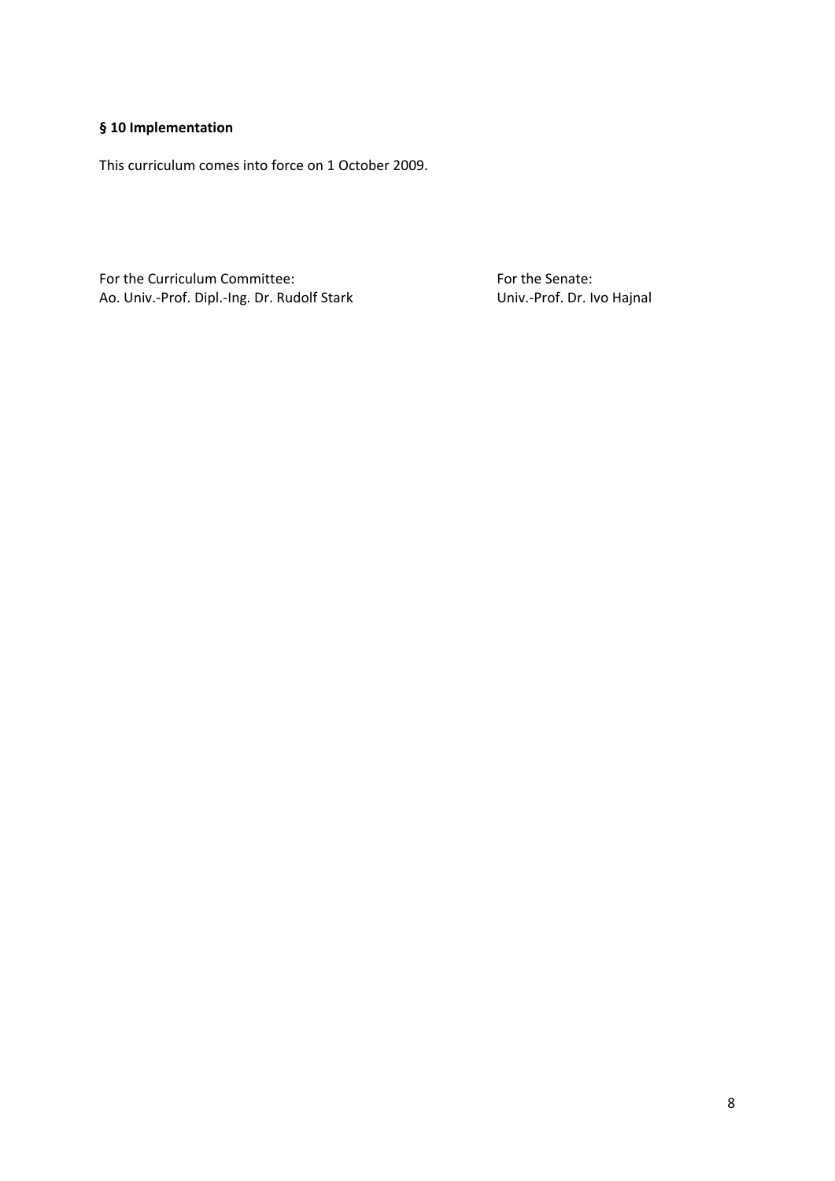### § 10 Implementation

This curriculum comes into force on 1 October 2009.

For the Curriculum Committee:
Ao. Univ.-Prof. Dipl.-Ing. Dr. Rudolf Stark

For the Senate:
Univ.-Prof. Dr. Ivo Hajnal